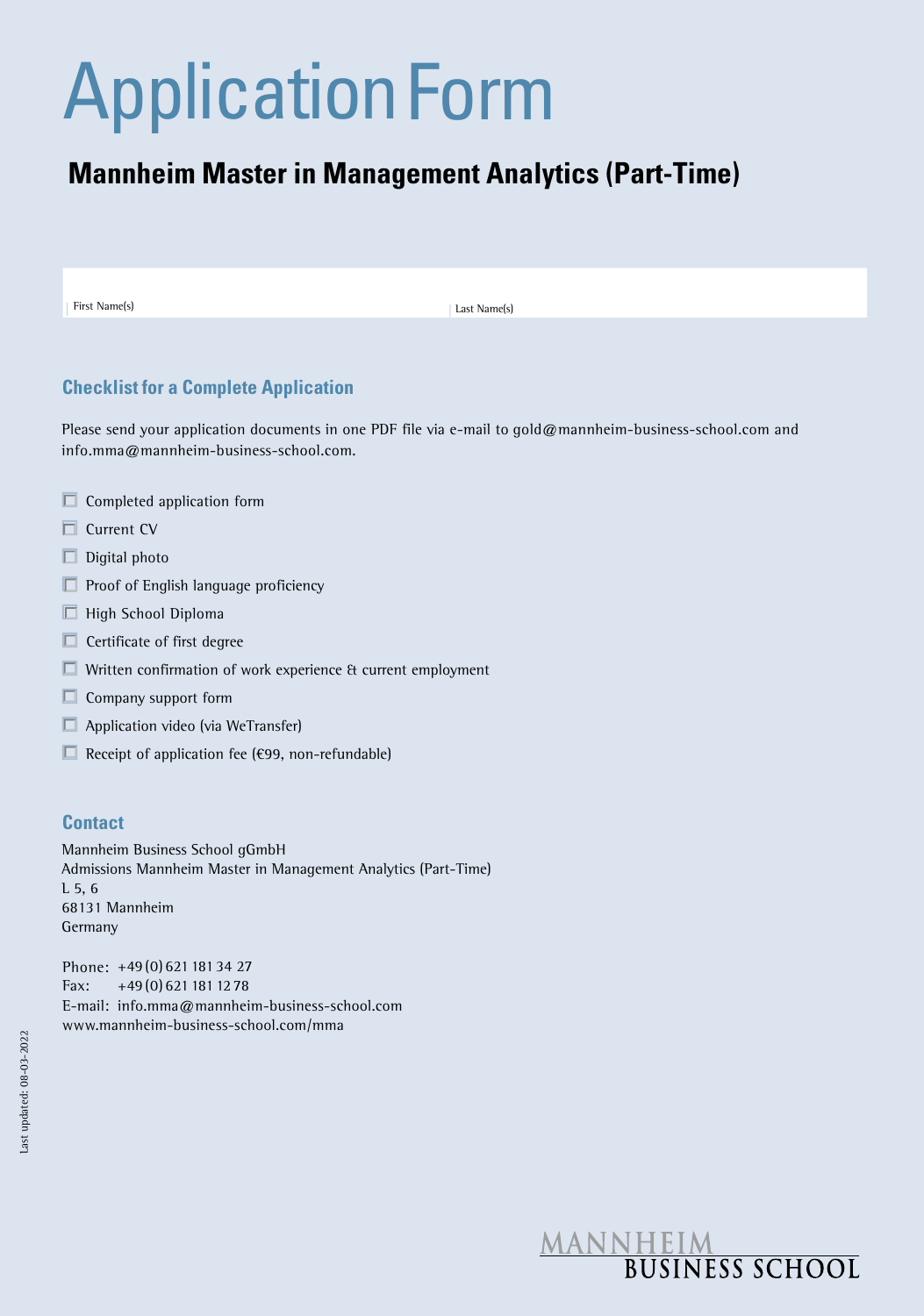# Application Form

## Mannheim Master in Management Analytics (Part-Time)

| First Name(s) | Last Name(s) |
|---|---|
| | |

### Checklist for a Complete Application

Please send your application documents in one PDF file via e-mail to gold@mannheim-business-school.com and info.mma@mannheim-business-school.com.

- ☐ Completed application form
- ☐ Current CV
- ☐ Digital photo
- ☐ Proof of English language proficiency
- ☐ High School Diploma
- ☐ Certificate of first degree
- ☐ Written confirmation of work experience & current employment
- ☐ Company support form
- ☐ Application video (via WeTransfer)
- ☐ Receipt of application fee (€99, non-refundable)

### Contact

Mannheim Business School gGmbH
Admissions Mannheim Master in Management Analytics (Part-Time)
L 5, 6
68131 Mannheim
Germany

Phone: +49 (0) 621 181 34 27
Fax: +49 (0) 621 181 12 78
E-mail: info.mma@mannheim-business-school.com
www.mannheim-business-school.com/mma

Last updated: 08-03-2022

MANNHEIM BUSINESS SCHOOL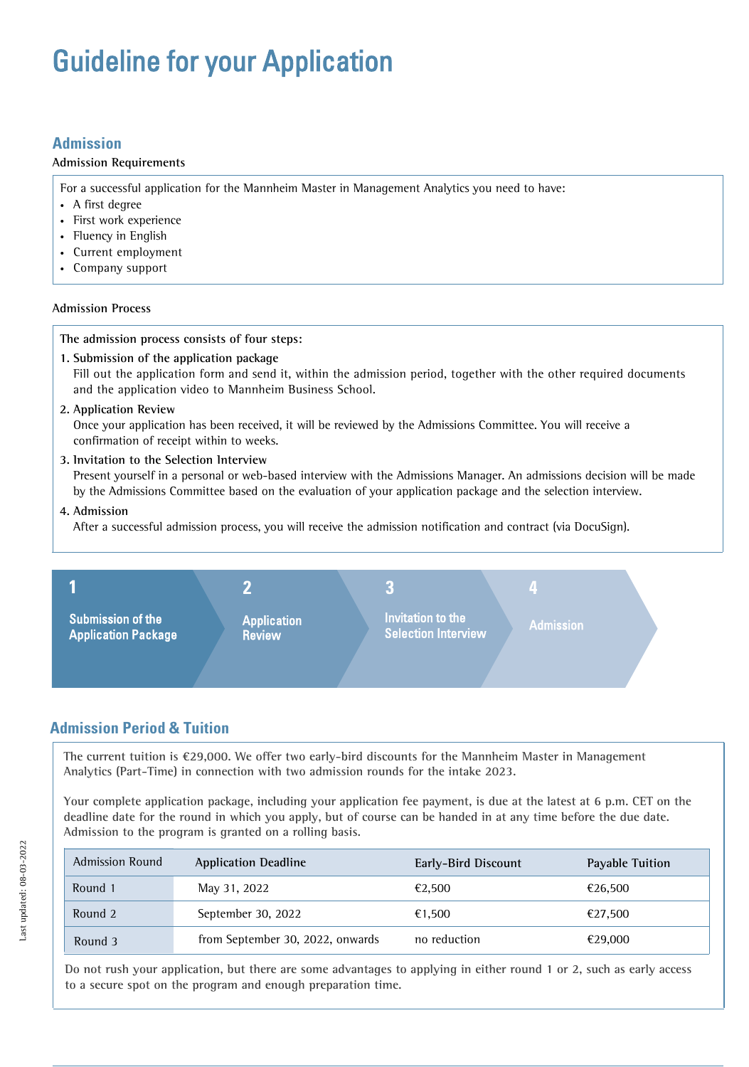# Guideline for your Application

## Admission

Admission Requirements

For a successful application for the Mannheim Master in Management Analytics you need to have:

- A first degree
- First work experience
- Fluency in English
- Current employment
- Company support

Admission Process

The admission process consists of four steps:

1. Submission of the application package
   Fill out the application form and send it, within the admission period, together with the other required documents and the application video to Mannheim Business School.
2. Application Review
   Once your application has been received, it will be reviewed by the Admissions Committee. You will receive a confirmation of receipt within to weeks.
3. Invitation to the Selection Interview
   Present yourself in a personal or web-based interview with the Admissions Manager. An admissions decision will be made by the Admissions Committee based on the evaluation of your application package and the selection interview.
4. Admission
   After a successful admission process, you will receive the admission notification and contract (via DocuSign).

1 Submission of the Application Package → 2 Application Review → 3 Invitation to the Selection Interview → 4 Admission

## Admission Period & Tuition

The current tuition is €29,000. We offer two early-bird discounts for the Mannheim Master in Management Analytics (Part-Time) in connection with two admission rounds for the intake 2023.

Your complete application package, including your application fee payment, is due at the latest at 6 p.m. CET on the deadline date for the round in which you apply, but of course can be handed in at any time before the due date. Admission to the program is granted on a rolling basis.

| Admission Round | Application Deadline | Early-Bird Discount | Payable Tuition |
|---|---|---|---|
| Round 1 | May 31, 2022 | €2,500 | €26,500 |
| Round 2 | September 30, 2022 | €1,500 | €27,500 |
| Round 3 | from September 30, 2022, onwards | no reduction | €29,000 |

Do not rush your application, but there are some advantages to applying in either round 1 or 2, such as early access to a secure spot on the program and enough preparation time.

Last updated: 08-03-2022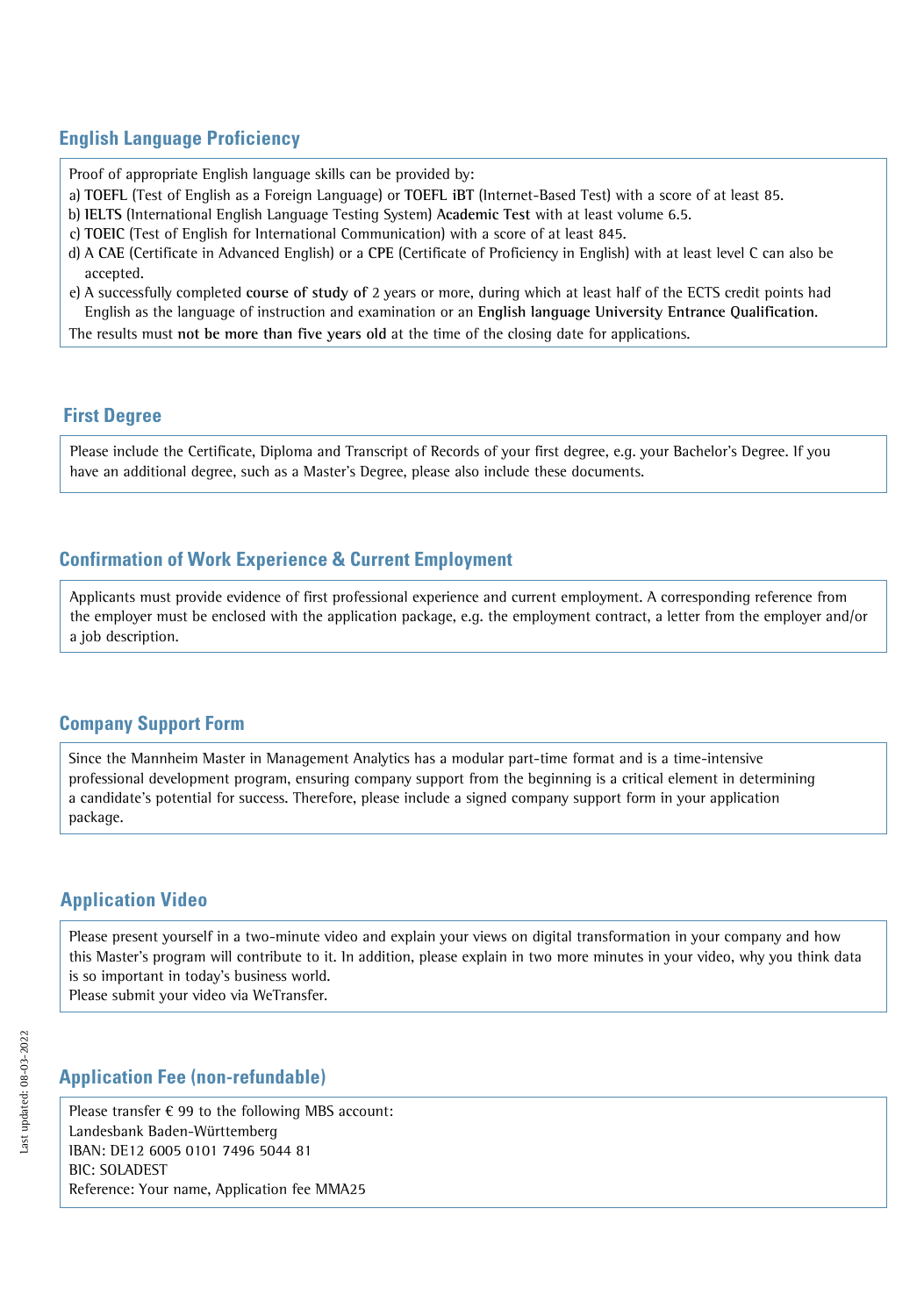## English Language Proficiency

Proof of appropriate English language skills can be provided by:

a) **TOEFL** (Test of English as a Foreign Language) or **TOEFL iBT** (Internet-Based Test) with a score of at least 85.
b) **IELTS** (International English Language Testing System) **Academic Test** with at least volume 6.5.
c) **TOEIC** (Test of English for International Communication) with a score of at least 845.
d) A **CAE** (Certificate in Advanced English) or a **CPE** (Certificate of Proficiency in English) with at least level C can also be accepted.
e) A successfully completed **course of study of** 2 years or more, during which at least half of the ECTS credit points had English as the language of instruction and examination or an **English language University Entrance Qualification**.

The results must **not be more than five years old** at the time of the closing date for applications.

## First Degree

Please include the Certificate, Diploma and Transcript of Records of your first degree, e.g. your Bachelor's Degree. If you have an additional degree, such as a Master's Degree, please also include these documents.

## Confirmation of Work Experience & Current Employment

Applicants must provide evidence of first professional experience and current employment. A corresponding reference from the employer must be enclosed with the application package, e.g. the employment contract, a letter from the employer and/or a job description.

## Company Support Form

Since the Mannheim Master in Management Analytics has a modular part-time format and is a time-intensive professional development program, ensuring company support from the beginning is a critical element in determining a candidate's potential for success. Therefore, please include a signed company support form in your application package.

## Application Video

Please present yourself in a two-minute video and explain your views on digital transformation in your company and how this Master's program will contribute to it. In addition, please explain in two more minutes in your video, why you think data is so important in today's business world.
Please submit your video via WeTransfer.

## Application Fee (non-refundable)

Please transfer € 99 to the following MBS account:
Landesbank Baden-Württemberg
IBAN: DE12 6005 0101 7496 5044 81
BIC: SOLADEST
Reference: Your name, Application fee MMA25

Last updated: 08-03-2022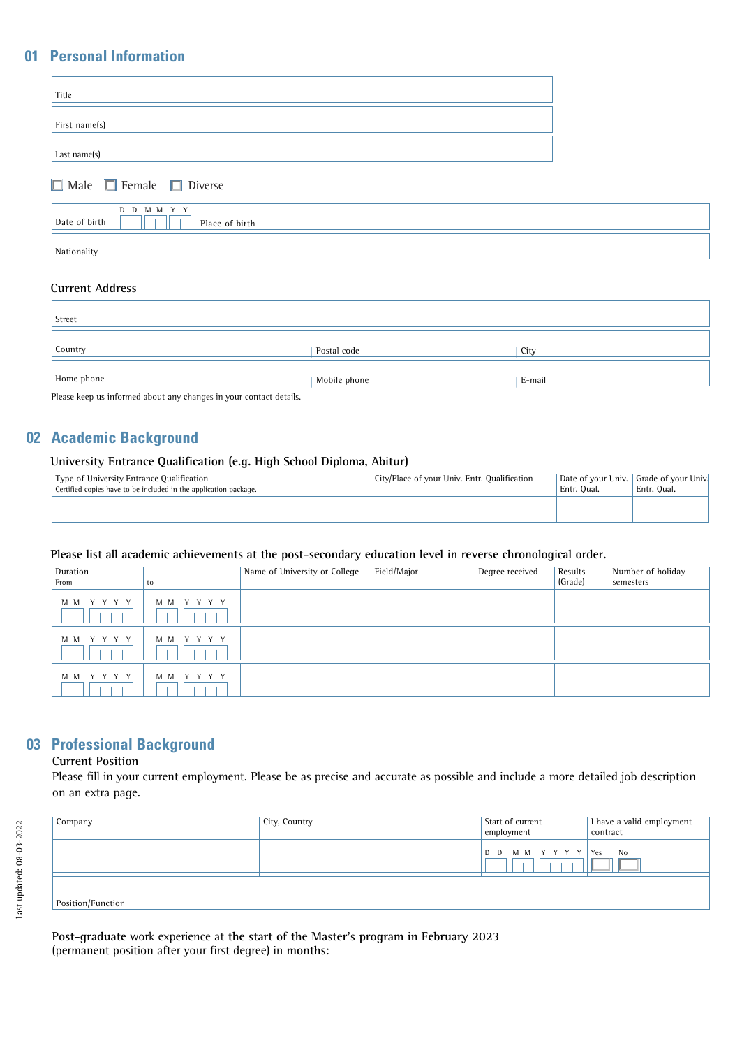## 01 Personal Information

Title

First name(s)

Last name(s)

☐ Male ☐ Female ☐ Diverse

| Date of birth (D D M M Y Y) | Place of birth |
|---|---|

Nationality

### Current Address

Street

| Country | Postal code | City |
|---|---|---|

| Home phone | Mobile phone | E-mail |
|---|---|---|

Please keep us informed about any changes in your contact details.

## 02 Academic Background

### University Entrance Qualification (e.g. High School Diploma, Abitur)

| Type of University Entrance Qualification<br>Certified copies have to be included in the application package. | City/Place of your Univ. Entr. Qualification | Date of your Univ. Entr. Qual. | Grade of your Univ. Entr. Qual. |
|---|---|---|---|
| | | | |

**Please list all academic achievements at the post-secondary education level in reverse chronological order.**

| Duration<br>From | to | Name of University or College | Field/Major | Degree received | Results (Grade) | Number of holiday semesters |
|---|---|---|---|---|---|---|
| M M Y Y Y Y | M M Y Y Y Y | | | | | |
| M M Y Y Y Y | M M Y Y Y Y | | | | | |
| M M Y Y Y Y | M M Y Y Y Y | | | | | |

## 03 Professional Background

### Current Position

Please fill in your current employment. Please be as precise and accurate as possible and include a more detailed job description on an extra page.

| Company | City, Country | Start of current employment | I have a valid employment contract |
|---|---|---|---|
| | | D D M M Y Y Y Y | Yes ☐ No ☐ |

Position/Function

**Post-graduate** work experience at **the start of the Master's program in February 2023** (permanent position after your first degree) in **months**: ____________

Last updated: 08-03-2022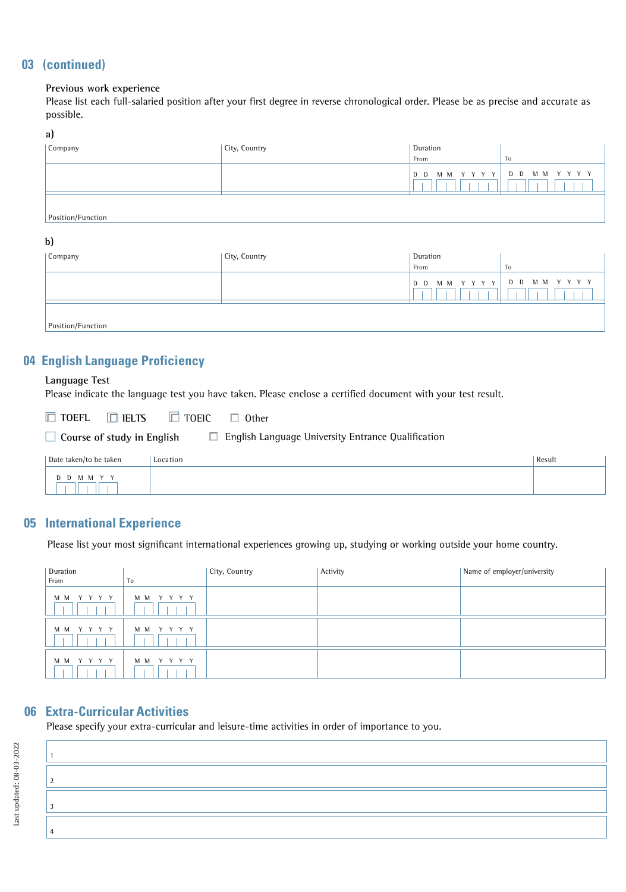## 03 (continued)

**Previous work experience**

Please list each full-salaried position after your first degree in reverse chronological order. Please be as precise and accurate as possible.

**a)**

| Company | City, Country | Duration From | To |
|---|---|---|---|
| | | D D M M Y Y Y Y | D D M M Y Y Y Y |
| Position/Function | | | |

**b)**

| Company | City, Country | Duration From | To |
|---|---|---|---|
| | | D D M M Y Y Y Y | D D M M Y Y Y Y |
| Position/Function | | | |

## 04 English Language Proficiency

**Language Test**

Please indicate the language test you have taken. Please enclose a certified document with your test result.

☐ TOEFL ☐ IELTS ☐ TOEIC ☐ Other

☐ Course of study in English ☐ English Language University Entrance Qualification

| Date taken/to be taken | Location | Result |
|---|---|---|
| D D M M Y Y | | |

## 05 International Experience

Please list your most significant international experiences growing up, studying or working outside your home country.

| Duration From | To | City, Country | Activity | Name of employer/university |
|---|---|---|---|---|
| M M Y Y Y Y | M M Y Y Y Y | | | |
| M M Y Y Y Y | M M Y Y Y Y | | | |
| M M Y Y Y Y | M M Y Y Y Y | | | |

## 06 Extra-Curricular Activities

Please specify your extra-curricular and leisure-time activities in order of importance to you.

1

2

3

4

Last updated: 08-03-2022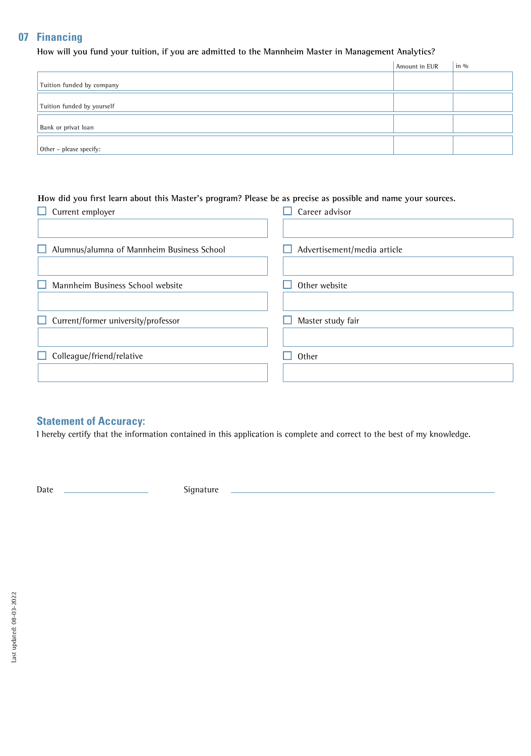## 07 Financing

How will you fund your tuition, if you are admitted to the Mannheim Master in Management Analytics?

| | Amount in EUR | in % |
|---|---|---|
| Tuition funded by company | | |
| Tuition funded by yourself | | |
| Bank or privat loan | | |
| Other – please specify: | | |

**How did you first learn about this Master's program? Please be as precise as possible and name your sources.**

- ☐ Current employer
- ☐ Career advisor
- ☐ Alumnus/alumna of Mannheim Business School
- ☐ Advertisement/media article
- ☐ Mannheim Business School website
- ☐ Other website
- ☐ Current/former university/professor
- ☐ Master study fair
- ☐ Colleague/friend/relative
- ☐ Other

## Statement of Accuracy:

I hereby certify that the information contained in this application is complete and correct to the best of my knowledge.

Date ____________________ Signature ________________________________________________

Last updated: 08-03-2022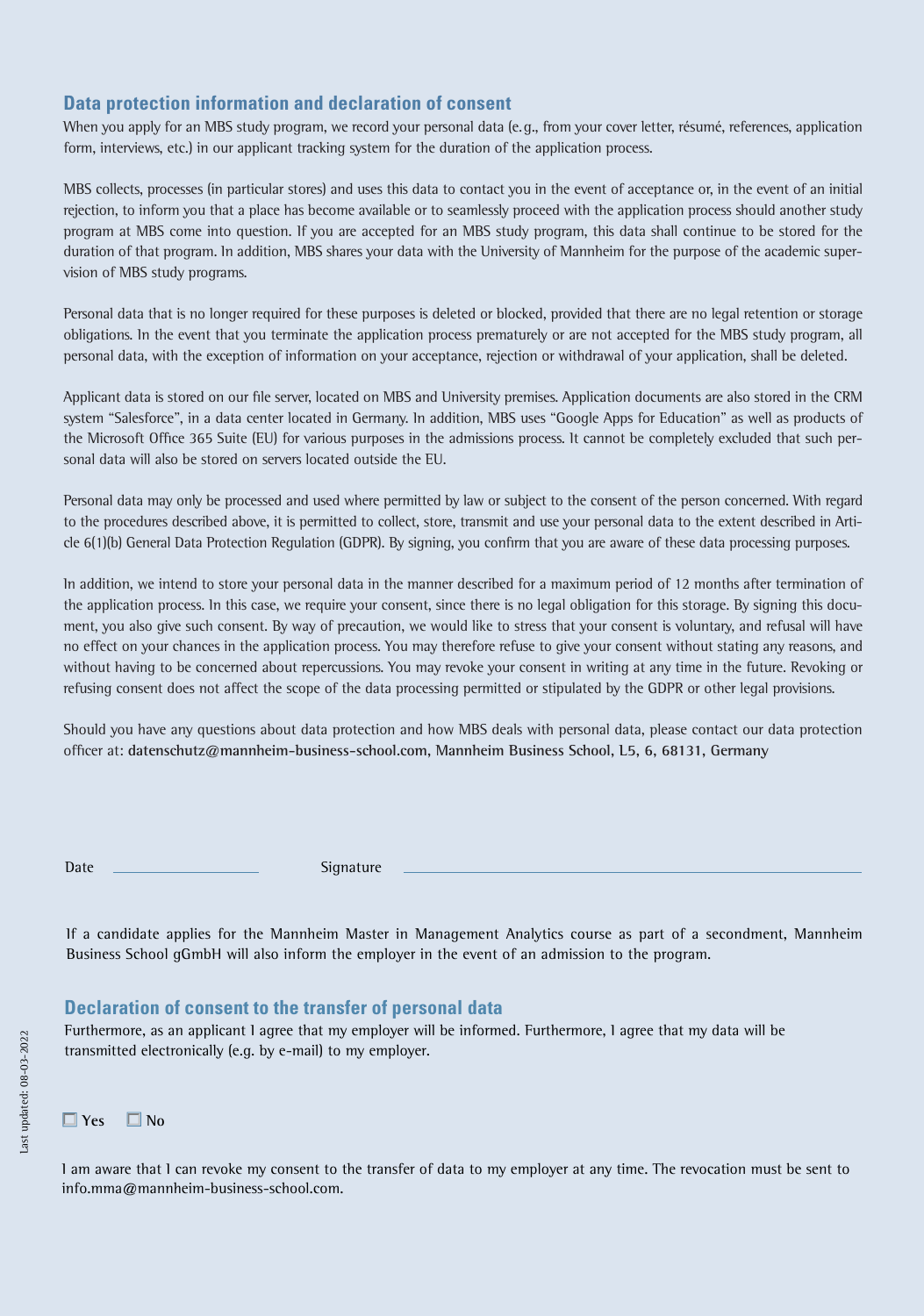## Data protection information and declaration of consent

When you apply for an MBS study program, we record your personal data (e.g., from your cover letter, résumé, references, application form, interviews, etc.) in our applicant tracking system for the duration of the application process.

MBS collects, processes (in particular stores) and uses this data to contact you in the event of acceptance or, in the event of an initial rejection, to inform you that a place has become available or to seamlessly proceed with the application process should another study program at MBS come into question. If you are accepted for an MBS study program, this data shall continue to be stored for the duration of that program. In addition, MBS shares your data with the University of Mannheim for the purpose of the academic supervision of MBS study programs.

Personal data that is no longer required for these purposes is deleted or blocked, provided that there are no legal retention or storage obligations. In the event that you terminate the application process prematurely or are not accepted for the MBS study program, all personal data, with the exception of information on your acceptance, rejection or withdrawal of your application, shall be deleted.

Applicant data is stored on our file server, located on MBS and University premises. Application documents are also stored in the CRM system "Salesforce", in a data center located in Germany. In addition, MBS uses "Google Apps for Education" as well as products of the Microsoft Office 365 Suite (EU) for various purposes in the admissions process. It cannot be completely excluded that such personal data will also be stored on servers located outside the EU.

Personal data may only be processed and used where permitted by law or subject to the consent of the person concerned. With regard to the procedures described above, it is permitted to collect, store, transmit and use your personal data to the extent described in Article 6(1)(b) General Data Protection Regulation (GDPR). By signing, you confirm that you are aware of these data processing purposes.

In addition, we intend to store your personal data in the manner described for a maximum period of 12 months after termination of the application process. In this case, we require your consent, since there is no legal obligation for this storage. By signing this document, you also give such consent. By way of precaution, we would like to stress that your consent is voluntary, and refusal will have no effect on your chances in the application process. You may therefore refuse to give your consent without stating any reasons, and without having to be concerned about repercussions. You may revoke your consent in writing at any time in the future. Revoking or refusing consent does not affect the scope of the data processing permitted or stipulated by the GDPR or other legal provisions.

Should you have any questions about data protection and how MBS deals with personal data, please contact our data protection officer at: **datenschutz@mannheim-business-school.com, Mannheim Business School, L5, 6, 68131, Germany**

Date \_\_\_\_\_\_\_\_\_\_\_\_\_\_\_\_ Signature \_\_\_\_\_\_\_\_\_\_\_\_\_\_\_\_\_\_\_\_\_\_\_\_\_\_\_\_\_\_\_\_

If a candidate applies for the Mannheim Master in Management Analytics course as part of a secondment, Mannheim Business School gGmbH will also inform the employer in the event of an admission to the program.

## Declaration of consent to the transfer of personal data

Furthermore, as an applicant I agree that my employer will be informed. Furthermore, I agree that my data will be transmitted electronically (e.g. by e-mail) to my employer.

☐ Yes ☐ No

I am aware that I can revoke my consent to the transfer of data to my employer at any time. The revocation must be sent to info.mma@mannheim-business-school.com.

Last updated: 08-03-2022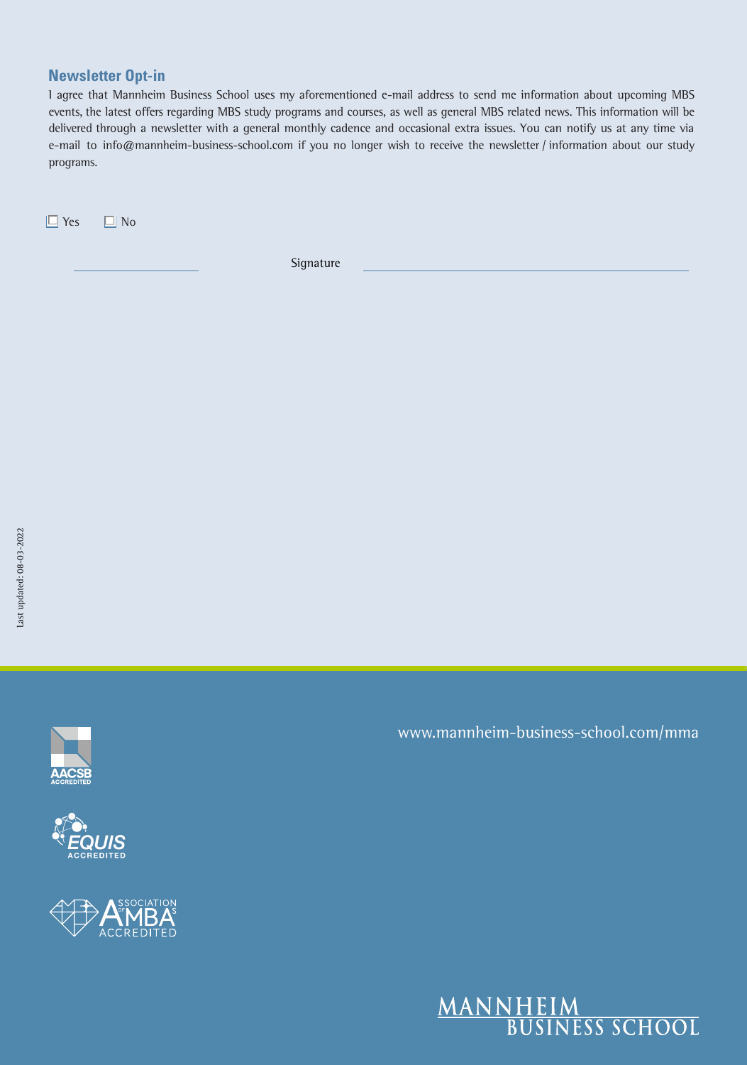## Newsletter Opt-in

I agree that Mannheim Business School uses my aforementioned e-mail address to send me information about upcoming MBS events, the latest offers regarding MBS study programs and courses, as well as general MBS related news. This information will be delivered through a newsletter with a general monthly cadence and occasional extra issues. You can notify us at any time via e-mail to info@mannheim-business-school.com if you no longer wish to receive the newsletter / information about our study programs.

☐ Yes ☐ No

_____________________ Signature _____________________________________________

Last updated: 08-03-2022

www.mannheim-business-school.com/mma

AACSB ACCREDITED

EQUIS ACCREDITED

ASSOCIATION OF MBAS ACCREDITED

MANNHEIM BUSINESS SCHOOL